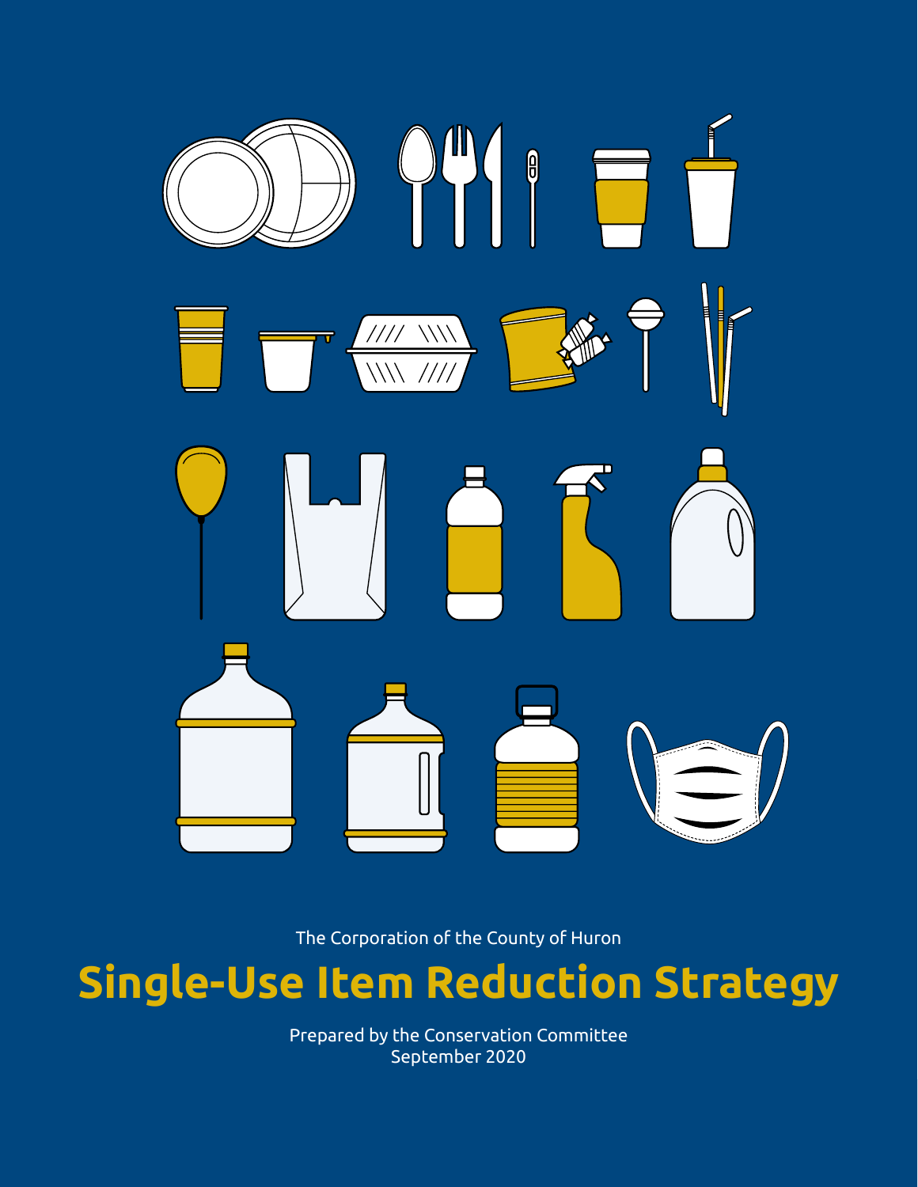The Corporation of the County of Huron

# Single-Use Item Reduction Strategy

Prepared by the Conservation Committee
September 2020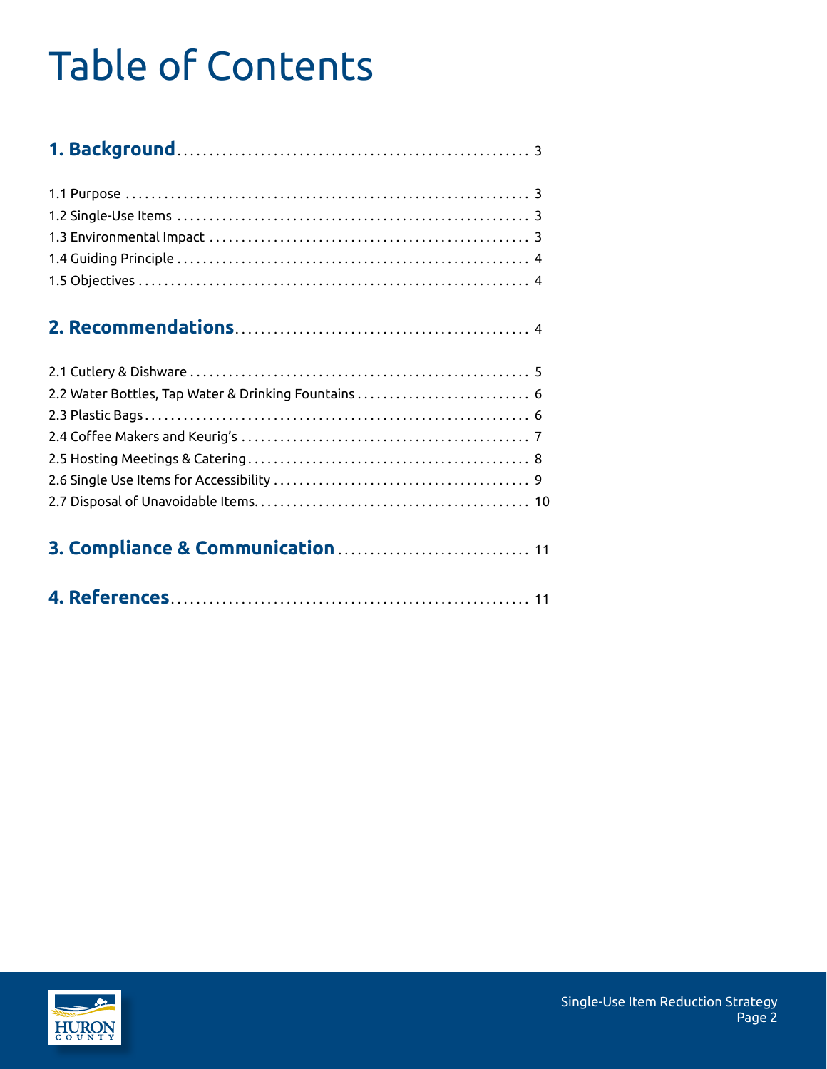# Table of Contents

**1. Background** ........ 3

1.1 Purpose ........ 3
1.2 Single-Use Items ........ 3
1.3 Environmental Impact ........ 3
1.4 Guiding Principle ........ 4
1.5 Objectives ........ 4

**2. Recommendations** ........ 4

2.1 Cutlery & Dishware ........ 5
2.2 Water Bottles, Tap Water & Drinking Fountains ........ 6
2.3 Plastic Bags ........ 6
2.4 Coffee Makers and Keurig's ........ 7
2.5 Hosting Meetings & Catering ........ 8
2.6 Single Use Items for Accessibility ........ 9
2.7 Disposal of Unavoidable Items ........ 10

**3. Compliance & Communication** ........ 11

**4. References** ........ 11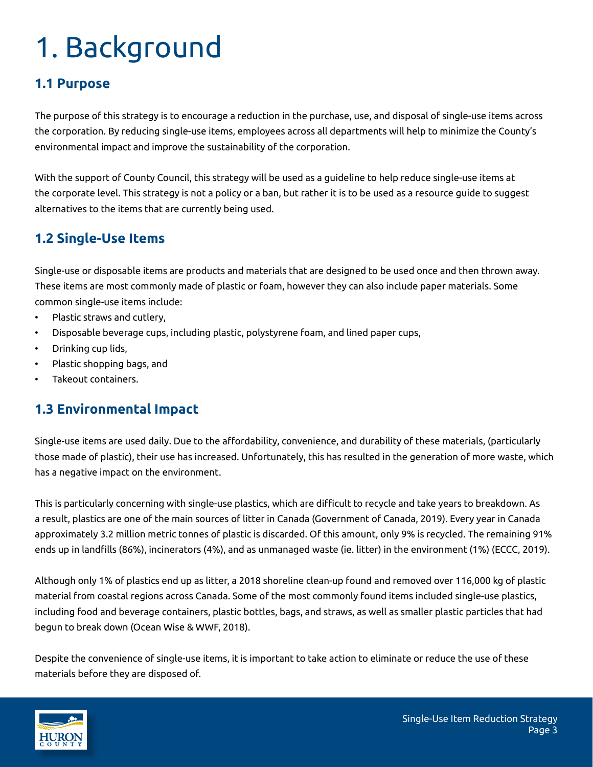# 1. Background

## 1.1 Purpose

The purpose of this strategy is to encourage a reduction in the purchase, use, and disposal of single-use items across the corporation. By reducing single-use items, employees across all departments will help to minimize the County's environmental impact and improve the sustainability of the corporation.

With the support of County Council, this strategy will be used as a guideline to help reduce single-use items at the corporate level. This strategy is not a policy or a ban, but rather it is to be used as a resource guide to suggest alternatives to the items that are currently being used.

## 1.2 Single-Use Items

Single-use or disposable items are products and materials that are designed to be used once and then thrown away. These items are most commonly made of plastic or foam, however they can also include paper materials. Some common single-use items include:

- Plastic straws and cutlery,
- Disposable beverage cups, including plastic, polystyrene foam, and lined paper cups,
- Drinking cup lids,
- Plastic shopping bags, and
- Takeout containers.

## 1.3 Environmental Impact

Single-use items are used daily. Due to the affordability, convenience, and durability of these materials, (particularly those made of plastic), their use has increased. Unfortunately, this has resulted in the generation of more waste, which has a negative impact on the environment.

This is particularly concerning with single-use plastics, which are difficult to recycle and take years to breakdown. As a result, plastics are one of the main sources of litter in Canada (Government of Canada, 2019). Every year in Canada approximately 3.2 million metric tonnes of plastic is discarded. Of this amount, only 9% is recycled. The remaining 91% ends up in landfills (86%), incinerators (4%), and as unmanaged waste (ie. litter) in the environment (1%) (ECCC, 2019).

Although only 1% of plastics end up as litter, a 2018 shoreline clean-up found and removed over 116,000 kg of plastic material from coastal regions across Canada. Some of the most commonly found items included single-use plastics, including food and beverage containers, plastic bottles, bags, and straws, as well as smaller plastic particles that had begun to break down (Ocean Wise & WWF, 2018).

Despite the convenience of single-use items, it is important to take action to eliminate or reduce the use of these materials before they are disposed of.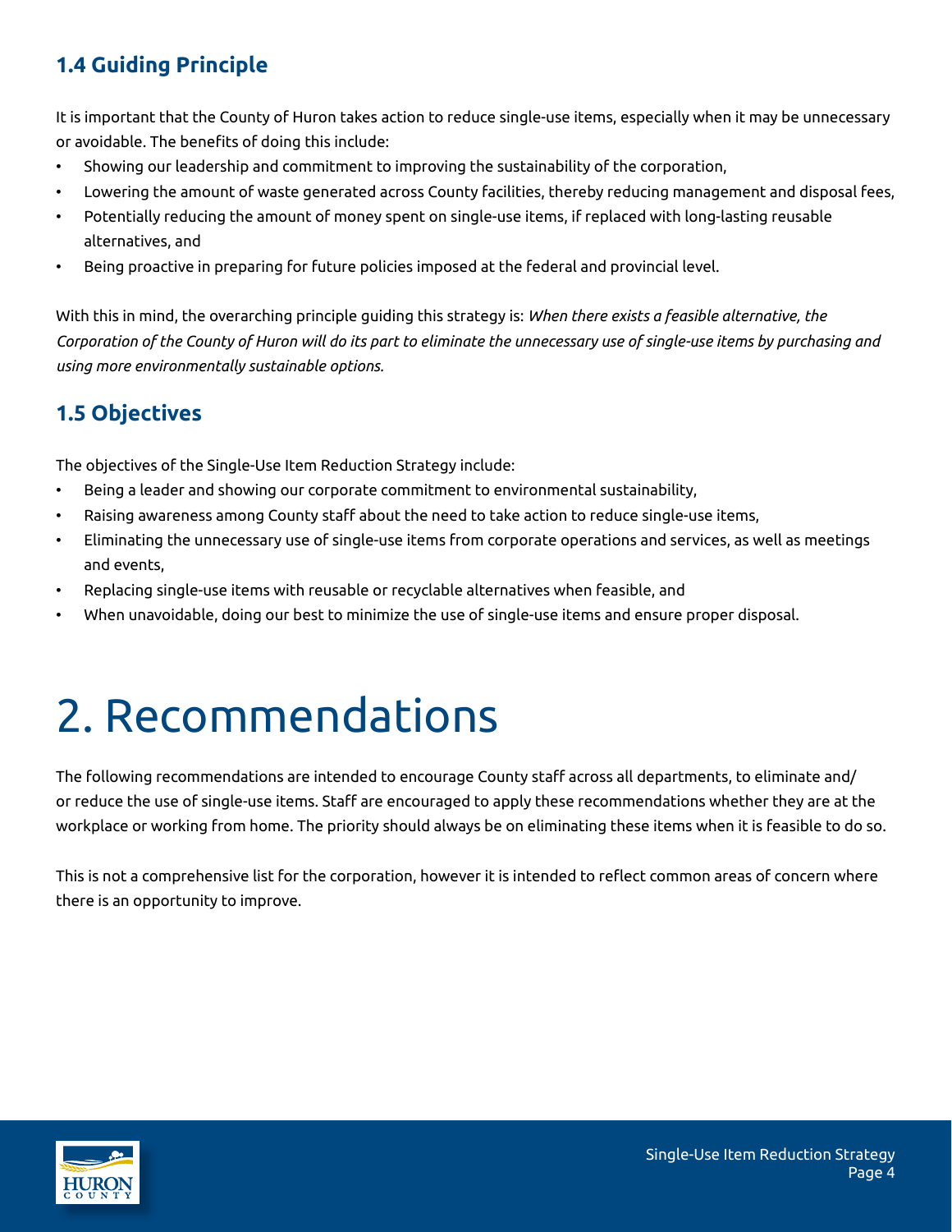### 1.4 Guiding Principle

It is important that the County of Huron takes action to reduce single-use items, especially when it may be unnecessary or avoidable. The benefits of doing this include:

- Showing our leadership and commitment to improving the sustainability of the corporation,
- Lowering the amount of waste generated across County facilities, thereby reducing management and disposal fees,
- Potentially reducing the amount of money spent on single-use items, if replaced with long-lasting reusable alternatives, and
- Being proactive in preparing for future policies imposed at the federal and provincial level.

With this in mind, the overarching principle guiding this strategy is: *When there exists a feasible alternative, the Corporation of the County of Huron will do its part to eliminate the unnecessary use of single-use items by purchasing and using more environmentally sustainable options.*

### 1.5 Objectives

The objectives of the Single-Use Item Reduction Strategy include:

- Being a leader and showing our corporate commitment to environmental sustainability,
- Raising awareness among County staff about the need to take action to reduce single-use items,
- Eliminating the unnecessary use of single-use items from corporate operations and services, as well as meetings and events,
- Replacing single-use items with reusable or recyclable alternatives when feasible, and
- When unavoidable, doing our best to minimize the use of single-use items and ensure proper disposal.

# 2. Recommendations

The following recommendations are intended to encourage County staff across all departments, to eliminate and/or reduce the use of single-use items. Staff are encouraged to apply these recommendations whether they are at the workplace or working from home. The priority should always be on eliminating these items when it is feasible to do so.

This is not a comprehensive list for the corporation, however it is intended to reflect common areas of concern where there is an opportunity to improve.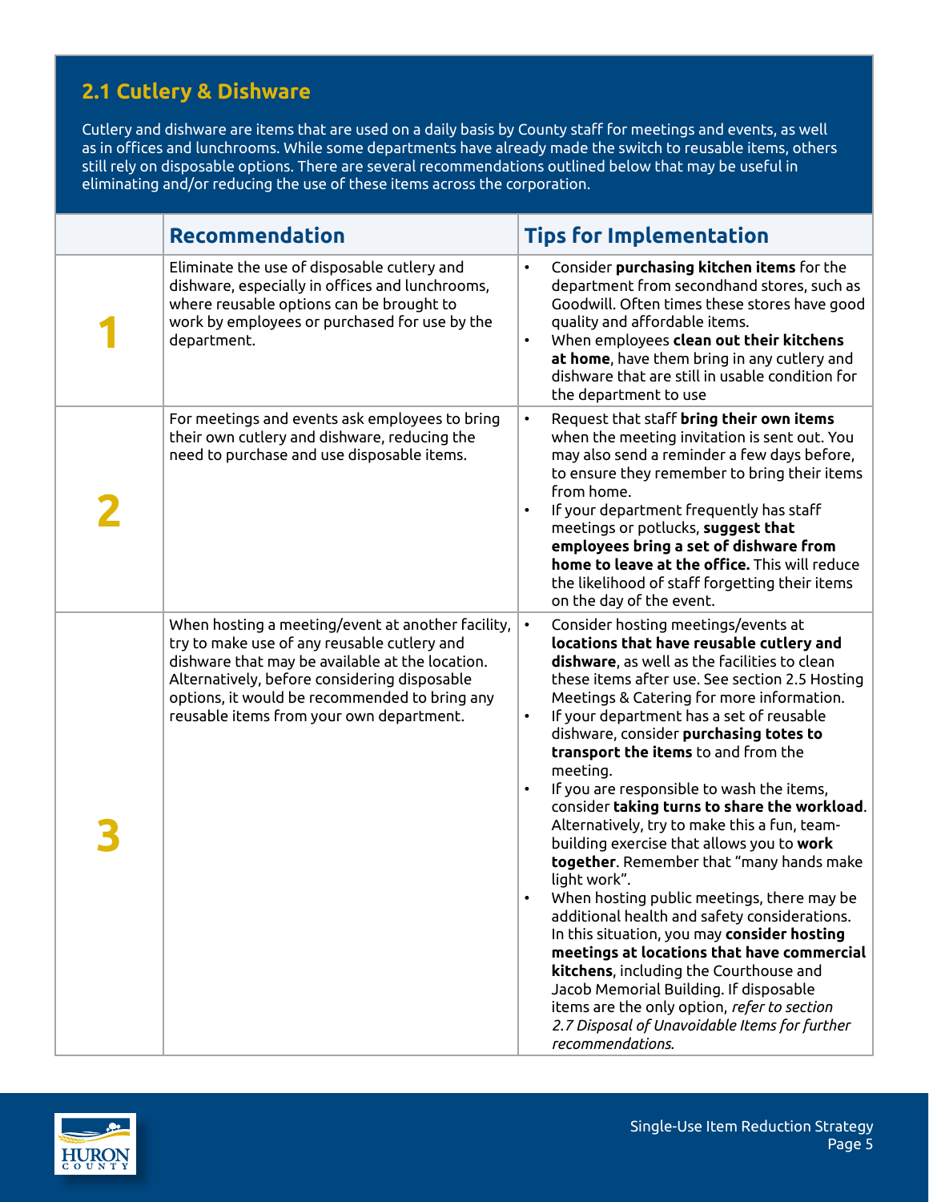## 2.1 Cutlery & Dishware

Cutlery and dishware are items that are used on a daily basis by County staff for meetings and events, as well as in offices and lunchrooms. While some departments have already made the switch to reusable items, others still rely on disposable options. There are several recommendations outlined below that may be useful in eliminating and/or reducing the use of these items across the corporation.

| | Recommendation | Tips for Implementation |
|---|---|---|
| **1** | Eliminate the use of disposable cutlery and dishware, especially in offices and lunchrooms, where reusable options can be brought to work by employees or purchased for use by the department. | • Consider **purchasing kitchen items** for the department from secondhand stores, such as Goodwill. Often times these stores have good quality and affordable items.<br>• When employees **clean out their kitchens at home**, have them bring in any cutlery and dishware that are still in usable condition for the department to use |
| **2** | For meetings and events ask employees to bring their own cutlery and dishware, reducing the need to purchase and use disposable items. | • Request that staff **bring their own items** when the meeting invitation is sent out. You may also send a reminder a few days before, to ensure they remember to bring their items from home.<br>• If your department frequently has staff meetings or potlucks, **suggest that employees bring a set of dishware from home to leave at the office.** This will reduce the likelihood of staff forgetting their items on the day of the event. |
| **3** | When hosting a meeting/event at another facility, try to make use of any reusable cutlery and dishware that may be available at the location. Alternatively, before considering disposable options, it would be recommended to bring any reusable items from your own department. | • Consider hosting meetings/events at **locations that have reusable cutlery and dishware**, as well as the facilities to clean these items after use. See section 2.5 Hosting Meetings & Catering for more information.<br>• If your department has a set of reusable dishware, consider **purchasing totes to transport the items** to and from the meeting.<br>• If you are responsible to wash the items, consider **taking turns to share the workload**. Alternatively, try to make this a fun, team-building exercise that allows you to **work together**. Remember that "many hands make light work".<br>• When hosting public meetings, there may be additional health and safety considerations. In this situation, you may **consider hosting meetings at locations that have commercial kitchens**, including the Courthouse and Jacob Memorial Building. If disposable items are the only option, *refer to section 2.7 Disposal of Unavoidable Items for further recommendations.* |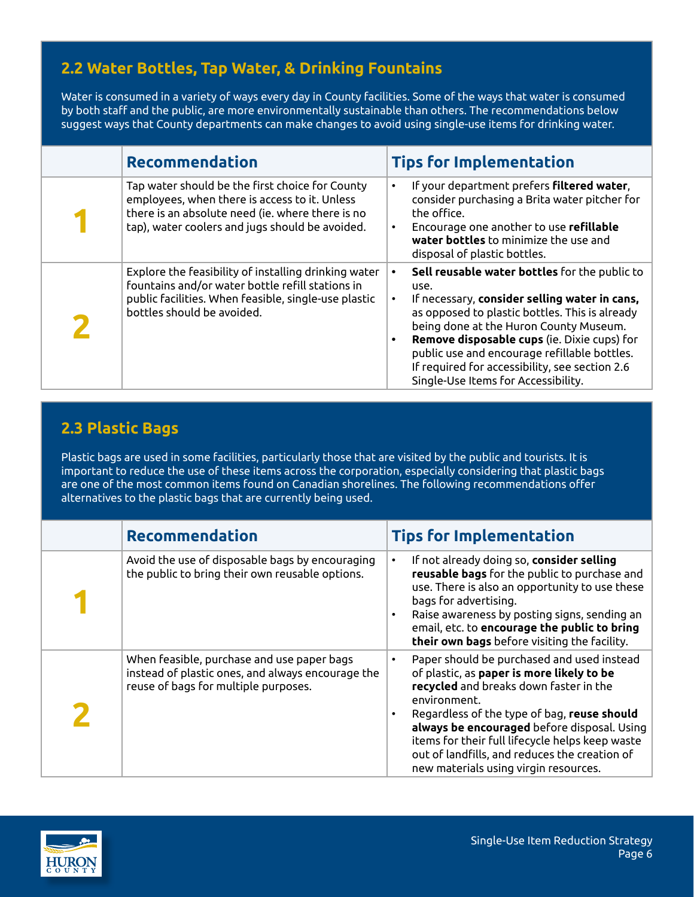## 2.2 Water Bottles, Tap Water, & Drinking Fountains

Water is consumed in a variety of ways every day in County facilities. Some of the ways that water is consumed by both staff and the public, are more environmentally sustainable than others. The recommendations below suggest ways that County departments can make changes to avoid using single-use items for drinking water.

| | Recommendation | Tips for Implementation |
|---|---|---|
| **1** | Tap water should be the first choice for County employees, when there is access to it. Unless there is an absolute need (ie. where there is no tap), water coolers and jugs should be avoided. | • If your department prefers **filtered water**, consider purchasing a Brita water pitcher for the office.<br>• Encourage one another to use **refillable water bottles** to minimize the use and disposal of plastic bottles. |
| **2** | Explore the feasibility of installing drinking water fountains and/or water bottle refill stations in public facilities. When feasible, single-use plastic bottles should be avoided. | • **Sell reusable water bottles** for the public to use.<br>• If necessary, **consider selling water in cans,** as opposed to plastic bottles. This is already being done at the Huron County Museum.<br>• **Remove disposable cups** (ie. Dixie cups) for public use and encourage refillable bottles. If required for accessibility, see section 2.6 Single-Use Items for Accessibility. |

## 2.3 Plastic Bags

Plastic bags are used in some facilities, particularly those that are visited by the public and tourists. It is important to reduce the use of these items across the corporation, especially considering that plastic bags are one of the most common items found on Canadian shorelines. The following recommendations offer alternatives to the plastic bags that are currently being used.

| | Recommendation | Tips for Implementation |
|---|---|---|
| **1** | Avoid the use of disposable bags by encouraging the public to bring their own reusable options. | • If not already doing so, **consider selling reusable bags** for the public to purchase and use. There is also an opportunity to use these bags for advertising.<br>• Raise awareness by posting signs, sending an email, etc. to **encourage the public to bring their own bags** before visiting the facility. |
| **2** | When feasible, purchase and use paper bags instead of plastic ones, and always encourage the reuse of bags for multiple purposes. | • Paper should be purchased and used instead of plastic, as **paper is more likely to be recycled** and breaks down faster in the environment.<br>• Regardless of the type of bag, **reuse should always be encouraged** before disposal. Using items for their full lifecycle helps keep waste out of landfills, and reduces the creation of new materials using virgin resources. |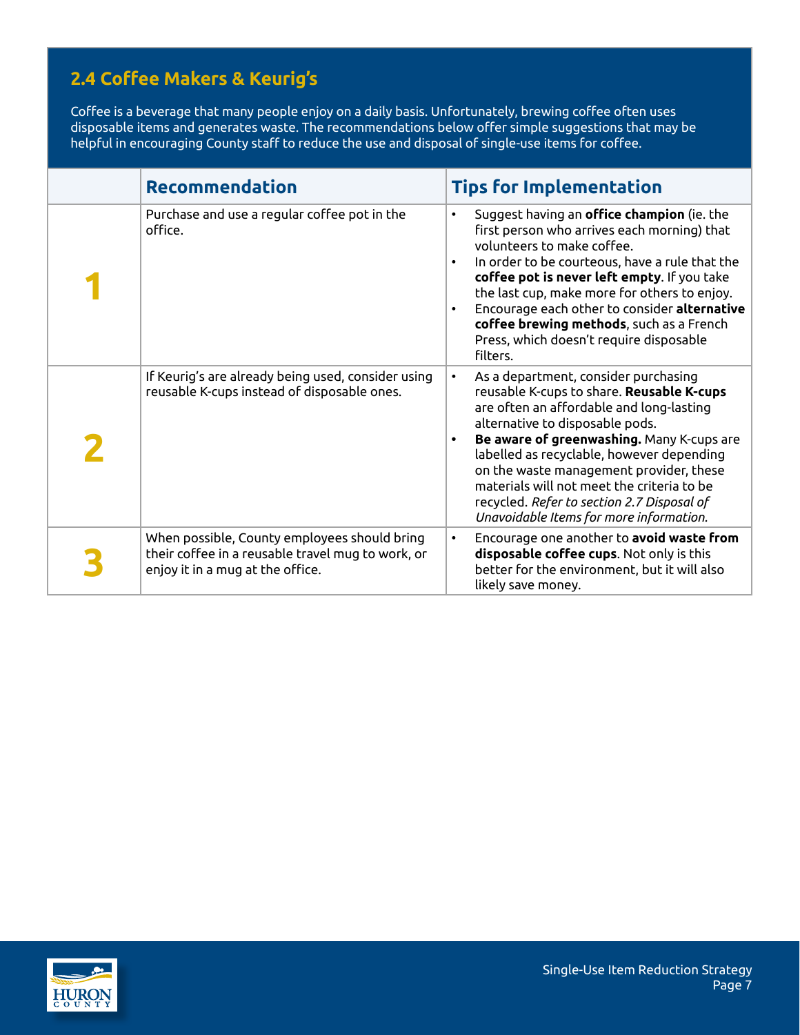## 2.4 Coffee Makers & Keurig's

Coffee is a beverage that many people enjoy on a daily basis. Unfortunately, brewing coffee often uses disposable items and generates waste. The recommendations below offer simple suggestions that may be helpful in encouraging County staff to reduce the use and disposal of single-use items for coffee.

| | Recommendation | Tips for Implementation |
|---|---|---|
| **1** | Purchase and use a regular coffee pot in the office. | • Suggest having an **office champion** (ie. the first person who arrives each morning) that volunteers to make coffee.<br>• In order to be courteous, have a rule that the **coffee pot is never left empty**. If you take the last cup, make more for others to enjoy.<br>• Encourage each other to consider **alternative coffee brewing methods**, such as a French Press, which doesn't require disposable filters. |
| **2** | If Keurig's are already being used, consider using reusable K-cups instead of disposable ones. | • As a department, consider purchasing reusable K-cups to share. **Reusable K-cups** are often an affordable and long-lasting alternative to disposable pods.<br>• **Be aware of greenwashing.** Many K-cups are labelled as recyclable, however depending on the waste management provider, these materials will not meet the criteria to be recycled. *Refer to section 2.7 Disposal of Unavoidable Items for more information.* |
| **3** | When possible, County employees should bring their coffee in a reusable travel mug to work, or enjoy it in a mug at the office. | • Encourage one another to **avoid waste from disposable coffee cups**. Not only is this better for the environment, but it will also likely save money. |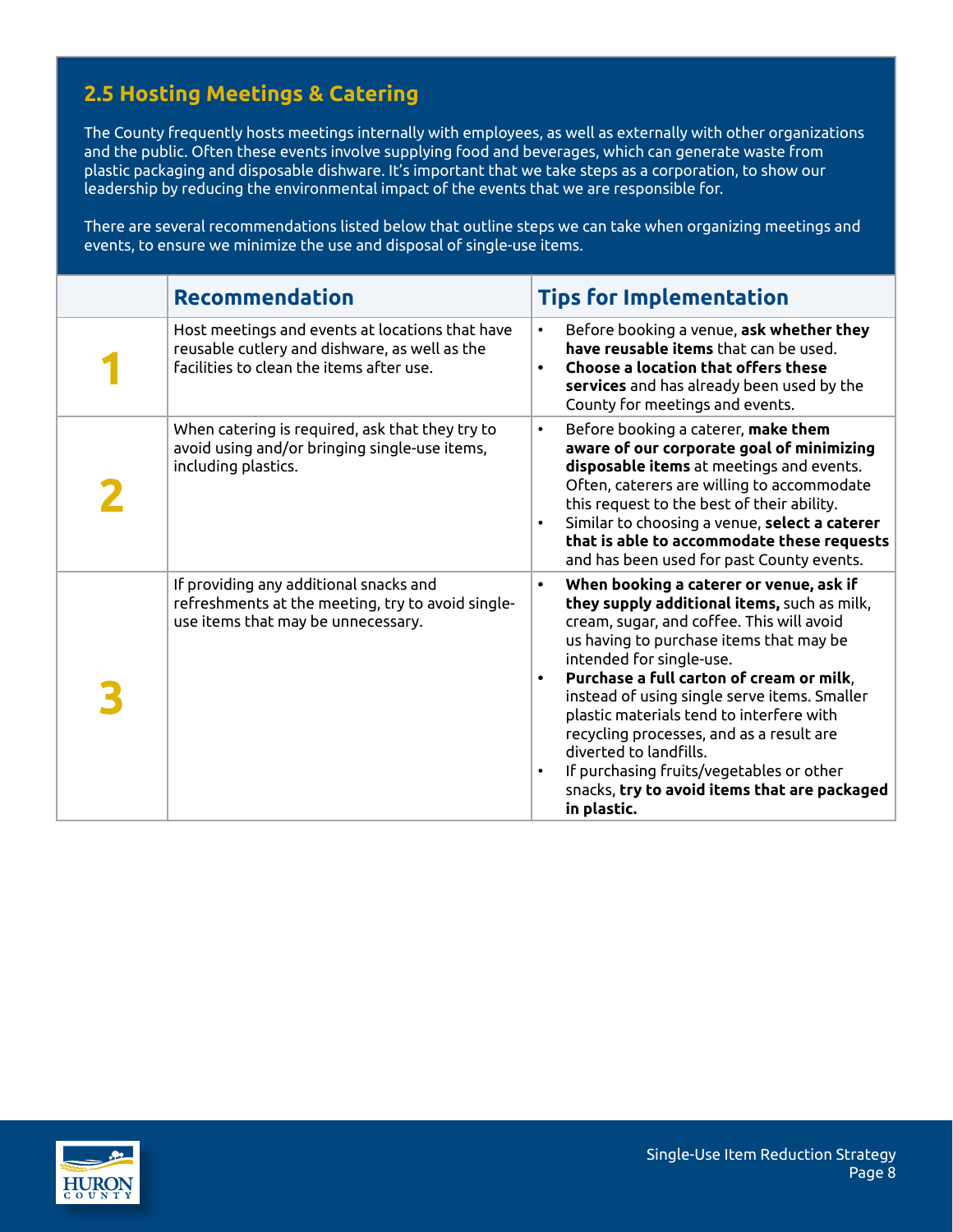## 2.5 Hosting Meetings & Catering

The County frequently hosts meetings internally with employees, as well as externally with other organizations and the public. Often these events involve supplying food and beverages, which can generate waste from plastic packaging and disposable dishware. It's important that we take steps as a corporation, to show our leadership by reducing the environmental impact of the events that we are responsible for.

There are several recommendations listed below that outline steps we can take when organizing meetings and events, to ensure we minimize the use and disposal of single-use items.

| | Recommendation | Tips for Implementation |
|---|---|---|
| **1** | Host meetings and events at locations that have reusable cutlery and dishware, as well as the facilities to clean the items after use. | • Before booking a venue, **ask whether they have reusable items** that can be used.<br>• **Choose a location that offers these services** and has already been used by the County for meetings and events. |
| **2** | When catering is required, ask that they try to avoid using and/or bringing single-use items, including plastics. | • Before booking a caterer, **make them aware of our corporate goal of minimizing disposable items** at meetings and events. Often, caterers are willing to accommodate this request to the best of their ability.<br>• Similar to choosing a venue, **select a caterer that is able to accommodate these requests** and has been used for past County events. |
| **3** | If providing any additional snacks and refreshments at the meeting, try to avoid single-use items that may be unnecessary. | • **When booking a caterer or venue, ask if they supply additional items,** such as milk, cream, sugar, and coffee. This will avoid us having to purchase items that may be intended for single-use.<br>• **Purchase a full carton of cream or milk**, instead of using single serve items. Smaller plastic materials tend to interfere with recycling processes, and as a result are diverted to landfills.<br>• If purchasing fruits/vegetables or other snacks, **try to avoid items that are packaged in plastic.** |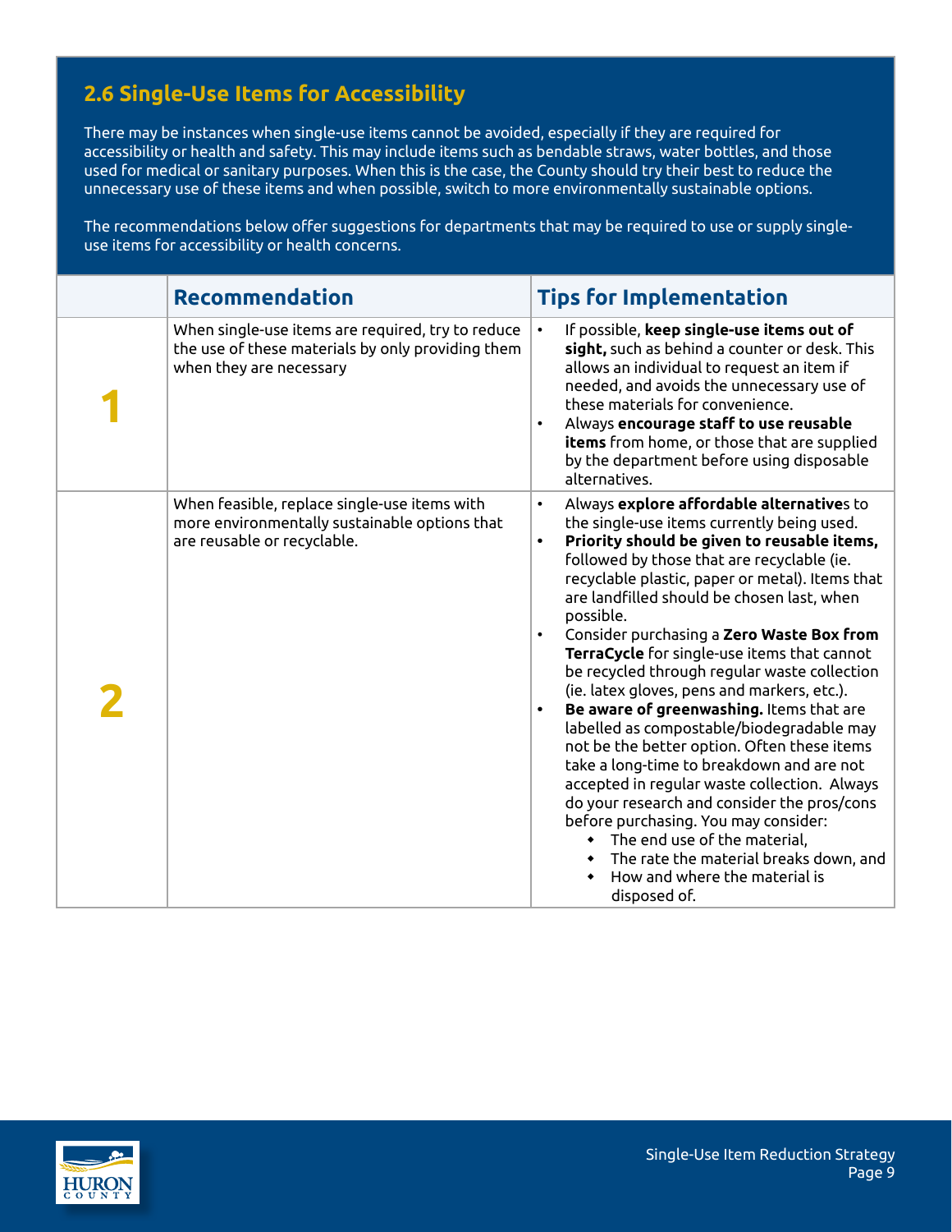## 2.6 Single-Use Items for Accessibility

There may be instances when single-use items cannot be avoided, especially if they are required for accessibility or health and safety. This may include items such as bendable straws, water bottles, and those used for medical or sanitary purposes. When this is the case, the County should try their best to reduce the unnecessary use of these items and when possible, switch to more environmentally sustainable options.

The recommendations below offer suggestions for departments that may be required to use or supply single-use items for accessibility or health concerns.

| | Recommendation | Tips for Implementation |
|---|---|---|
| 1 | When single-use items are required, try to reduce the use of these materials by only providing them when they are necessary | • If possible, **keep single-use items out of sight,** such as behind a counter or desk. This allows an individual to request an item if needed, and avoids the unnecessary use of these materials for convenience.<br>• Always **encourage staff to use reusable items** from home, or those that are supplied by the department before using disposable alternatives. |
| 2 | When feasible, replace single-use items with more environmentally sustainable options that are reusable or recyclable. | • Always **explore affordable alternative**s to the single-use items currently being used.<br>• **Priority should be given to reusable items,** followed by those that are recyclable (ie. recyclable plastic, paper or metal). Items that are landfilled should be chosen last, when possible.<br>• Consider purchasing a **Zero Waste Box from TerraCycle** for single-use items that cannot be recycled through regular waste collection (ie. latex gloves, pens and markers, etc.).<br>• **Be aware of greenwashing.** Items that are labelled as compostable/biodegradable may not be the better option. Often these items take a long-time to breakdown and are not accepted in regular waste collection. Always do your research and consider the pros/cons before purchasing. You may consider:<br>  ◆ The end use of the material,<br>  ◆ The rate the material breaks down, and<br>  ◆ How and where the material is disposed of. |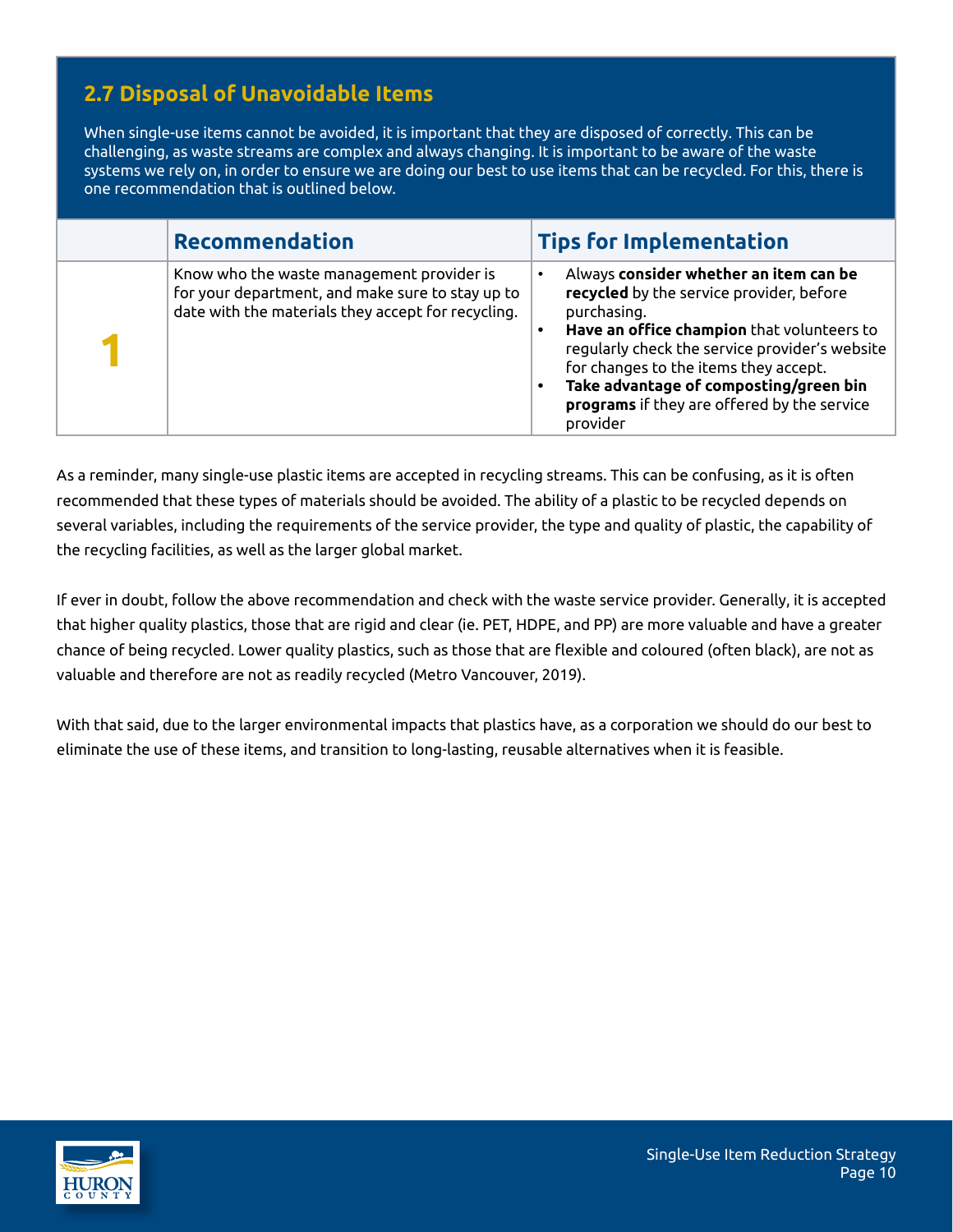## 2.7 Disposal of Unavoidable Items

When single-use items cannot be avoided, it is important that they are disposed of correctly. This can be challenging, as waste streams are complex and always changing. It is important to be aware of the waste systems we rely on, in order to ensure we are doing our best to use items that can be recycled. For this, there is one recommendation that is outlined below.

| | Recommendation | Tips for Implementation |
|---|---|---|
| 1 | Know who the waste management provider is for your department, and make sure to stay up to date with the materials they accept for recycling. | • Always **consider whether an item can be recycled** by the service provider, before purchasing.<br>• **Have an office champion** that volunteers to regularly check the service provider's website for changes to the items they accept.<br>• **Take advantage of composting/green bin programs** if they are offered by the service provider |

As a reminder, many single-use plastic items are accepted in recycling streams. This can be confusing, as it is often recommended that these types of materials should be avoided. The ability of a plastic to be recycled depends on several variables, including the requirements of the service provider, the type and quality of plastic, the capability of the recycling facilities, as well as the larger global market.

If ever in doubt, follow the above recommendation and check with the waste service provider. Generally, it is accepted that higher quality plastics, those that are rigid and clear (ie. PET, HDPE, and PP) are more valuable and have a greater chance of being recycled. Lower quality plastics, such as those that are flexible and coloured (often black), are not as valuable and therefore are not as readily recycled (Metro Vancouver, 2019).

With that said, due to the larger environmental impacts that plastics have, as a corporation we should do our best to eliminate the use of these items, and transition to long-lasting, reusable alternatives when it is feasible.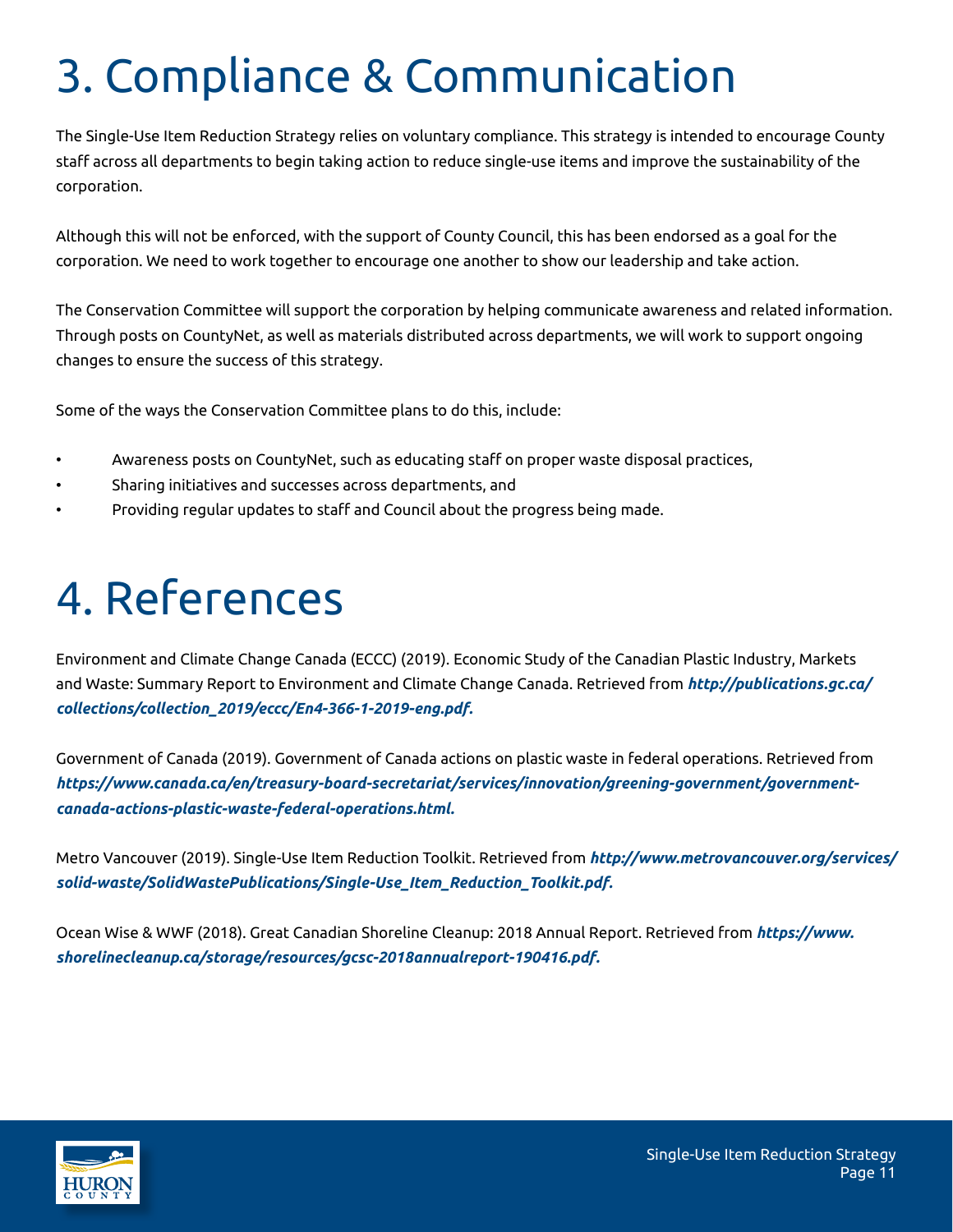# 3. Compliance & Communication

The Single-Use Item Reduction Strategy relies on voluntary compliance. This strategy is intended to encourage County staff across all departments to begin taking action to reduce single-use items and improve the sustainability of the corporation.

Although this will not be enforced, with the support of County Council, this has been endorsed as a goal for the corporation. We need to work together to encourage one another to show our leadership and take action.

The Conservation Committee will support the corporation by helping communicate awareness and related information. Through posts on CountyNet, as well as materials distributed across departments, we will work to support ongoing changes to ensure the success of this strategy.

Some of the ways the Conservation Committee plans to do this, include:

- Awareness posts on CountyNet, such as educating staff on proper waste disposal practices,
- Sharing initiatives and successes across departments, and
- Providing regular updates to staff and Council about the progress being made.

# 4. References

Environment and Climate Change Canada (ECCC) (2019). Economic Study of the Canadian Plastic Industry, Markets and Waste: Summary Report to Environment and Climate Change Canada. Retrieved from ***http://publications.gc.ca/collections/collection_2019/eccc/En4-366-1-2019-eng.pdf.***

Government of Canada (2019). Government of Canada actions on plastic waste in federal operations. Retrieved from ***https://www.canada.ca/en/treasury-board-secretariat/services/innovation/greening-government/government-canada-actions-plastic-waste-federal-operations.html.***

Metro Vancouver (2019). Single-Use Item Reduction Toolkit. Retrieved from ***http://www.metrovancouver.org/services/solid-waste/SolidWastePublications/Single-Use_Item_Reduction_Toolkit.pdf.***

Ocean Wise & WWF (2018). Great Canadian Shoreline Cleanup: 2018 Annual Report. Retrieved from ***https://www.shorelinecleanup.ca/storage/resources/gcsc-2018annualreport-190416.pdf.***